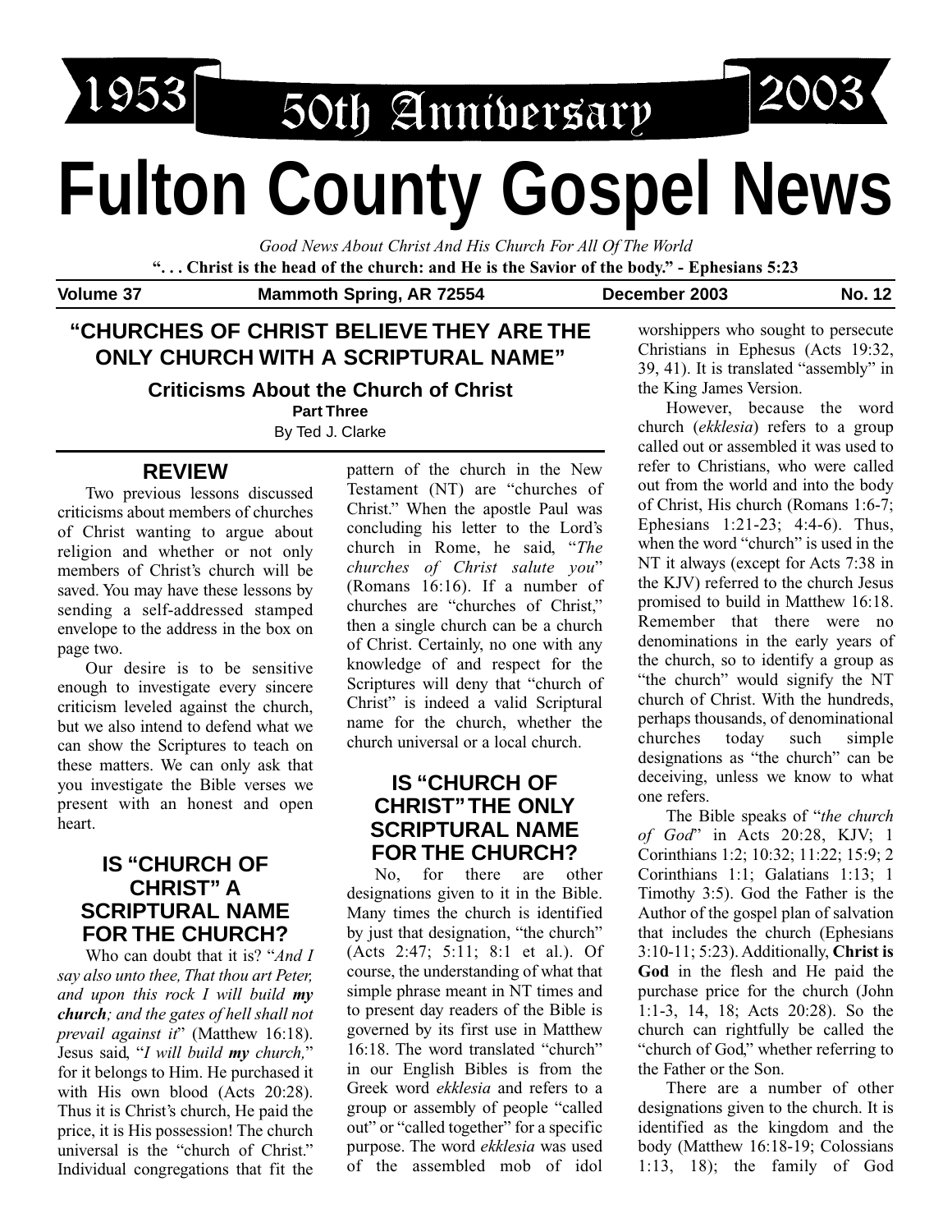1953 — 50th Anniversary — 2003

# Fulton County Gospel News

*Good News About Christ And His Church For All Of The World*

**". . . Christ is the head of the church: and He is the Savior of the body." - Ephesians 5:23**

**Volume 37** | **Mammoth Spring, AR 72554** | **December 2003** | **No. 12**

## "CHURCHES OF CHRIST BELIEVE THEY ARE THE ONLY CHURCH WITH A SCRIPTURAL NAME"

### Criticisms About the Church of Christ

**Part Three**

By Ted J. Clarke

### REVIEW

Two previous lessons discussed criticisms about members of churches of Christ wanting to argue about religion and whether or not only members of Christ's church will be saved. You may have these lessons by sending a self-addressed stamped envelope to the address in the box on page two.

Our desire is to be sensitive enough to investigate every sincere criticism leveled against the church, but we also intend to defend what we can show the Scriptures to teach on these matters. We can only ask that you investigate the Bible verses we present with an honest and open heart.

### IS "CHURCH OF CHRIST" A SCRIPTURAL NAME FOR THE CHURCH?

Who can doubt that it is? "*And I say also unto thee, That thou art Peter, and upon this rock I will build **my church**; and the gates of hell shall not prevail against it*" (Matthew 16:18). Jesus said, "*I will build **my** church,*" for it belongs to Him. He purchased it with His own blood (Acts 20:28). Thus it is Christ's church, He paid the price, it is His possession! The church universal is the "church of Christ." Individual congregations that fit the pattern of the church in the New Testament (NT) are "churches of Christ." When the apostle Paul was concluding his letter to the Lord's church in Rome, he said, "*The churches of Christ salute you*" (Romans 16:16). If a number of churches are "churches of Christ," then a single church can be a church of Christ. Certainly, no one with any knowledge of and respect for the Scriptures will deny that "church of Christ" is indeed a valid Scriptural name for the church, whether the church universal or a local church.

### IS "CHURCH OF CHRIST" THE ONLY SCRIPTURAL NAME FOR THE CHURCH?

No, for there are other designations given to it in the Bible. Many times the church is identified by just that designation, "the church" (Acts 2:47; 5:11; 8:1 et al.). Of course, the understanding of what that simple phrase meant in NT times and to present day readers of the Bible is governed by its first use in Matthew 16:18. The word translated "church" in our English Bibles is from the Greek word *ekklesia* and refers to a group or assembly of people "called out" or "called together" for a specific purpose. The word *ekklesia* was used of the assembled mob of idol worshippers who sought to persecute Christians in Ephesus (Acts 19:32, 39, 41). It is translated "assembly" in the King James Version.

However, because the word church (*ekklesia*) refers to a group called out or assembled it was used to refer to Christians, who were called out from the world and into the body of Christ, His church (Romans 1:6-7; Ephesians 1:21-23; 4:4-6). Thus, when the word "church" is used in the NT it always (except for Acts 7:38 in the KJV) referred to the church Jesus promised to build in Matthew 16:18. Remember that there were no denominations in the early years of the church, so to identify a group as "the church" would signify the NT church of Christ. With the hundreds, perhaps thousands, of denominational churches today such simple designations as "the church" can be deceiving, unless we know to what one refers.

The Bible speaks of "*the church of God*" in Acts 20:28, KJV; 1 Corinthians 1:2; 10:32; 11:22; 15:9; 2 Corinthians 1:1; Galatians 1:13; 1 Timothy 3:5). God the Father is the Author of the gospel plan of salvation that includes the church (Ephesians 3:10-11; 5:23). Additionally, **Christ is God** in the flesh and He paid the purchase price for the church (John 1:1-3, 14, 18; Acts 20:28). So the church can rightfully be called the "church of God," whether referring to the Father or the Son.

There are a number of other designations given to the church. It is identified as the kingdom and the body (Matthew 16:18-19; Colossians 1:13, 18); the family of God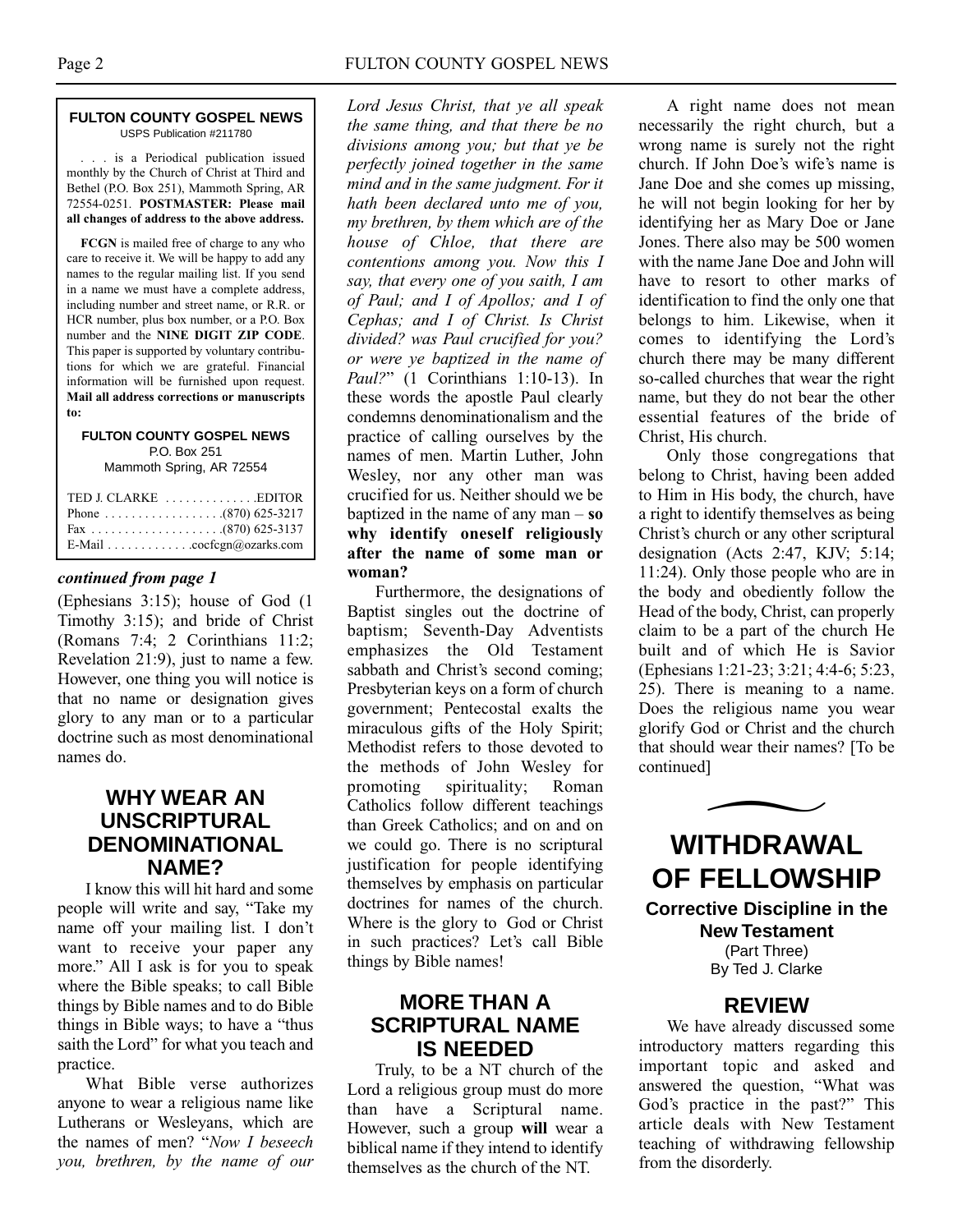**FULTON COUNTY GOSPEL NEWS**
USPS Publication #211780

. . . is a Periodical publication issued monthly by the Church of Christ at Third and Bethel (P.O. Box 251), Mammoth Spring, AR 72554-0251. **POSTMASTER: Please mail all changes of address to the above address.**

**FCGN** is mailed free of charge to any who care to receive it. We will be happy to add any names to the regular mailing list. If you send in a name we must have a complete address, including number and street name, or R.R. or HCR number, plus box number, or a P.O. Box number and the **NINE DIGIT ZIP CODE**. This paper is supported by voluntary contributions for which we are grateful. Financial information will be furnished upon request. **Mail all address corrections or manuscripts to:**

**FULTON COUNTY GOSPEL NEWS**
P.O. Box 251
Mammoth Spring, AR 72554

TED J. CLARKE . . . . . . . . . . . . . .EDITOR
Phone . . . . . . . . . . . . . . . . . .(870) 625-3217
Fax . . . . . . . . . . . . . . . . . . . .(870) 625-3137
E-Mail . . . . . . . . . . . . .cocfcgn@ozarks.com

***continued from page 1***

(Ephesians 3:15); house of God (1 Timothy 3:15); and bride of Christ (Romans 7:4; 2 Corinthians 11:2; Revelation 21:9), just to name a few. However, one thing you will notice is that no name or designation gives glory to any man or to a particular doctrine such as most denominational names do.

## WHY WEAR AN UNSCRIPTURAL DENOMINATIONAL NAME?

I know this will hit hard and some people will write and say, "Take my name off your mailing list. I don't want to receive your paper any more." All I ask is for you to speak where the Bible speaks; to call Bible things by Bible names and to do Bible things in Bible ways; to have a "thus saith the Lord" for what you teach and practice.

What Bible verse authorizes anyone to wear a religious name like Lutherans or Wesleyans, which are the names of men? "*Now I beseech you, brethren, by the name of our Lord Jesus Christ, that ye all speak the same thing, and that there be no divisions among you; but that ye be perfectly joined together in the same mind and in the same judgment. For it hath been declared unto me of you, my brethren, by them which are of the house of Chloe, that there are contentions among you. Now this I say, that every one of you saith, I am of Paul; and I of Apollos; and I of Cephas; and I of Christ. Is Christ divided? was Paul crucified for you? or were ye baptized in the name of Paul?*" (1 Corinthians 1:10-13). In these words the apostle Paul clearly condemns denominationalism and the practice of calling ourselves by the names of men. Martin Luther, John Wesley, nor any other man was crucified for us. Neither should we be baptized in the name of any man – **so why identify oneself religiously after the name of some man or woman?**

Furthermore, the designations of Baptist singles out the doctrine of baptism; Seventh-Day Adventists emphasizes the Old Testament sabbath and Christ's second coming; Presbyterian keys on a form of church government; Pentecostal exalts the miraculous gifts of the Holy Spirit; Methodist refers to those devoted to the methods of John Wesley for promoting spirituality; Roman Catholics follow different teachings than Greek Catholics; and on and on we could go. There is no scriptural justification for people identifying themselves by emphasis on particular doctrines for names of the church. Where is the glory to God or Christ in such practices? Let's call Bible things by Bible names!

## MORE THAN A SCRIPTURAL NAME IS NEEDED

Truly, to be a NT church of the Lord a religious group must do more than have a Scriptural name. However, such a group **will** wear a biblical name if they intend to identify themselves as the church of the NT.

A right name does not mean necessarily the right church, but a wrong name is surely not the right church. If John Doe's wife's name is Jane Doe and she comes up missing, he will not begin looking for her by identifying her as Mary Doe or Jane Jones. There also may be 500 women with the name Jane Doe and John will have to resort to other marks of identification to find the only one that belongs to him. Likewise, when it comes to identifying the Lord's church there may be many different so-called churches that wear the right name, but they do not bear the other essential features of the bride of Christ, His church.

Only those congregations that belong to Christ, having been added to Him in His body, the church, have a right to identify themselves as being Christ's church or any other scriptural designation (Acts 2:47, KJV; 5:14; 11:24). Only those people who are in the body and obediently follow the Head of the body, Christ, can properly claim to be a part of the church He built and of which He is Savior (Ephesians 1:21-23; 3:21; 4:4-6; 5:23, 25). There is meaning to a name. Does the religious name you wear glorify God or Christ and the church that should wear their names? [To be continued]

# WITHDRAWAL OF FELLOWSHIP

**Corrective Discipline in the New Testament**
(Part Three)
By Ted J. Clarke

## REVIEW

We have already discussed some introductory matters regarding this important topic and asked and answered the question, "What was God's practice in the past?" This article deals with New Testament teaching of withdrawing fellowship from the disorderly.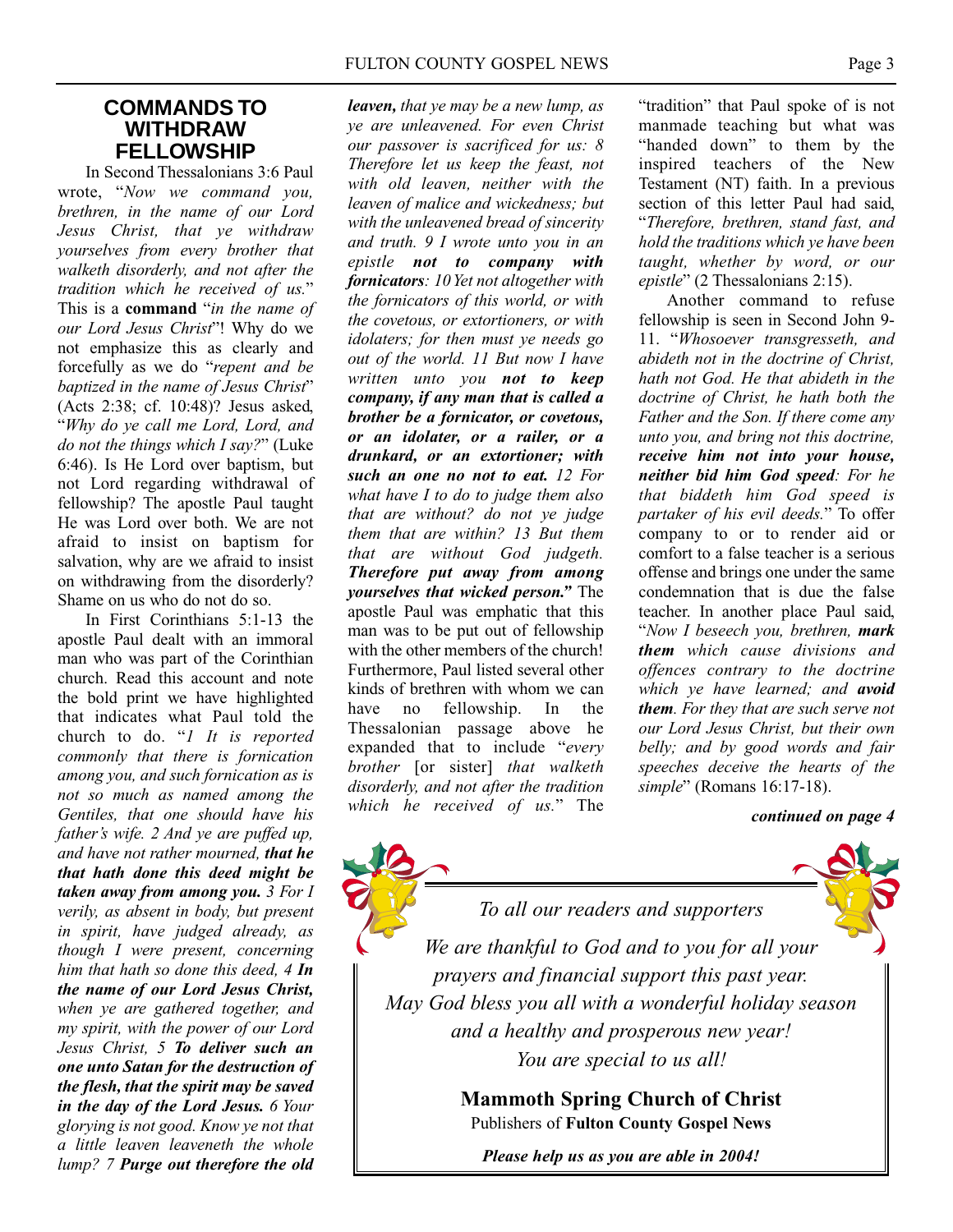## COMMANDS TO WITHDRAW FELLOWSHIP

In Second Thessalonians 3:6 Paul wrote, "*Now we command you, brethren, in the name of our Lord Jesus Christ, that ye withdraw yourselves from every brother that walketh disorderly, and not after the tradition which he received of us.*" This is a **command** "*in the name of our Lord Jesus Christ*"! Why do we not emphasize this as clearly and forcefully as we do "*repent and be baptized in the name of Jesus Christ*" (Acts 2:38; cf. 10:48)? Jesus asked, "*Why do ye call me Lord, Lord, and do not the things which I say?*" (Luke 6:46). Is He Lord over baptism, but not Lord regarding withdrawal of fellowship? The apostle Paul taught He was Lord over both. We are not afraid to insist on baptism for salvation, why are we afraid to insist on withdrawing from the disorderly? Shame on us who do not do so.

In First Corinthians 5:1-13 the apostle Paul dealt with an immoral man who was part of the Corinthian church. Read this account and note the bold print we have highlighted that indicates what Paul told the church to do. "*1 It is reported commonly that there is fornication among you, and such fornication as is not so much as named among the Gentiles, that one should have his father's wife. 2 And ye are puffed up, and have not rather mourned,* ***that he that hath done this deed might be taken away from among you.*** *3 For I verily, as absent in body, but present in spirit, have judged already, as though I were present, concerning him that hath so done this deed, 4* ***In the name of our Lord Jesus Christ,*** *when ye are gathered together, and my spirit, with the power of our Lord Jesus Christ, 5* ***To deliver such an one unto Satan for the destruction of the flesh, that the spirit may be saved in the day of the Lord Jesus.*** *6 Your glorying is not good. Know ye not that a little leaven leaveneth the whole lump? 7* ***Purge out therefore the old leaven,*** *that ye may be a new lump, as ye are unleavened. For even Christ our passover is sacrificed for us: 8 Therefore let us keep the feast, not with old leaven, neither with the leaven of malice and wickedness; but with the unleavened bread of sincerity and truth. 9 I wrote unto you in an epistle* ***not to company with fornicators****: 10 Yet not altogether with the fornicators of this world, or with the covetous, or extortioners, or with idolaters; for then must ye needs go out of the world. 11 But now I have written unto you* ***not to keep company, if any man that is called a brother be a fornicator, or covetous, or an idolater, or a railer, or a drunkard, or an extortioner; with such an one no not to eat.*** *12 For what have I to do to judge them also that are without? do not ye judge them that are within? 13 But them that are without God judgeth.* ***Therefore put away from among yourselves that wicked person."*** The apostle Paul was emphatic that this man was to be put out of fellowship with the other members of the church! Furthermore, Paul listed several other kinds of brethren with whom we can have no fellowship. In the Thessalonian passage above he expanded that to include "*every brother* [or sister] *that walketh disorderly, and not after the tradition which he received of us.*" The "tradition" that Paul spoke of is not manmade teaching but what was "handed down" to them by the inspired teachers of the New Testament (NT) faith. In a previous section of this letter Paul had said, "*Therefore, brethren, stand fast, and hold the traditions which ye have been taught, whether by word, or our epistle*" (2 Thessalonians 2:15).

Another command to refuse fellowship is seen in Second John 9-11. "*Whosoever transgresseth, and abideth not in the doctrine of Christ, hath not God. He that abideth in the doctrine of Christ, he hath both the Father and the Son. If there come any unto you, and bring not this doctrine,* ***receive him not into your house, neither bid him God speed****: For he that biddeth him God speed is partaker of his evil deeds.*" To offer company to or to render aid or comfort to a false teacher is a serious offense and brings one under the same condemnation that is due the false teacher. In another place Paul said, "*Now I beseech you, brethren,* ***mark them*** *which cause divisions and offences contrary to the doctrine which ye have learned; and* ***avoid them****. For they that are such serve not our Lord Jesus Christ, but their own belly; and by good words and fair speeches deceive the hearts of the simple*" (Romans 16:17-18).

***continued on page 4***

---

*To all our readers and supporters*

*We are thankful to God and to you for all your prayers and financial support this past year. May God bless you all with a wonderful holiday season and a healthy and prosperous new year! You are special to us all!*

**Mammoth Spring Church of Christ**
Publishers of **Fulton County Gospel News**

***Please help us as you are able in 2004!***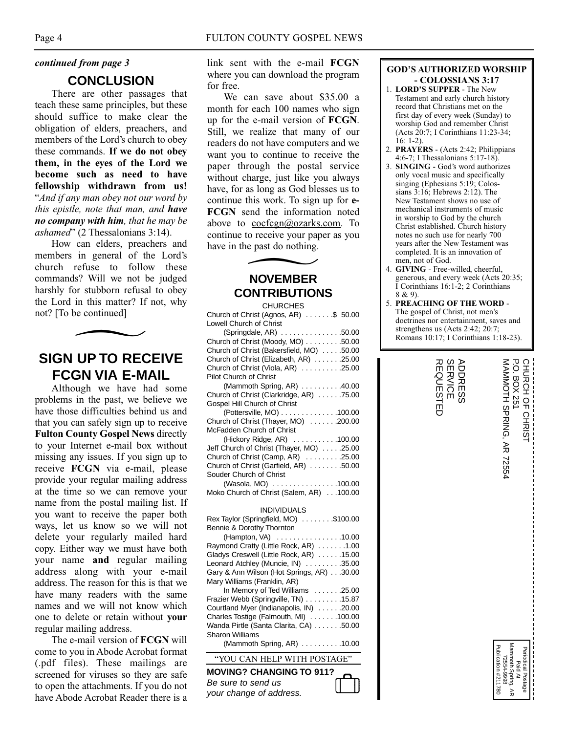*continued from page 3*

## CONCLUSION

There are other passages that teach these same principles, but these should suffice to make clear the obligation of elders, preachers, and members of the Lord's church to obey these commands. **If we do not obey them, in the eyes of the Lord we become such as need to have fellowship withdrawn from us!** "*And if any man obey not our word by this epistle, note that man, and **have no company with him**, that he may be ashamed*" (2 Thessalonians 3:14).

How can elders, preachers and members in general of the Lord's church refuse to follow these commands? Will we not be judged harshly for stubborn refusal to obey the Lord in this matter? If not, why not? [To be continued]

## SIGN UP TO RECEIVE FCGN VIA E-MAIL

Although we have had some problems in the past, we believe we have those difficulties behind us and that you can safely sign up to receive **Fulton County Gospel News** directly to your Internet e-mail box without missing any issues. If you sign up to receive **FCGN** via e-mail, please provide your regular mailing address at the time so we can remove your name from the postal mailing list. If you want to receive the paper both ways, let us know so we will not delete your regularly mailed hard copy. Either way we must have both your name **and** regular mailing address along with your e-mail address. The reason for this is that we have many readers with the same names and we will not know which one to delete or retain without **your** regular mailing address.

The e-mail version of **FCGN** will come to you in Abode Acrobat format (.pdf files). These mailings are screened for viruses so they are safe to open the attachments. If you do not have Abode Acrobat Reader there is a link sent with the e-mail **FCGN** where you can download the program for free.

We can save about $35.00 a month for each 100 names who sign up for the e-mail version of **FCGN**. Still, we realize that many of our readers do not have computers and we want you to continue to receive the paper through the postal service without charge, just like you always have, for as long as God blesses us to continue this work. To sign up for **e-FCGN** send the information noted above to cocfcgn@ozarks.com. To continue to receive your paper as you have in the past do nothing.

## NOVEMBER CONTRIBUTIONS

CHURCHES

| | |
|---|---|
| Church of Christ (Agnos, AR) | $ 50.00 |
| Lowell Church of Christ (Springdale, AR) | 50.00 |
| Church of Christ (Moody, MO) | 50.00 |
| Church of Christ (Bakersfield, MO) | 50.00 |
| Church of Christ (Elizabeth, AR) | 25.00 |
| Church of Christ (Viola, AR) | 25.00 |
| Pilot Church of Christ (Mammoth Spring, AR) | 40.00 |
| Church of Christ (Clarkridge, AR) | 75.00 |
| Gospel Hill Church of Christ (Pottersville, MO) | 100.00 |
| Church of Christ (Thayer, MO) | 200.00 |
| McFadden Church of Christ (Hickory Ridge, AR) | 100.00 |
| Jeff Church of Christ (Thayer, MO) | 25.00 |
| Church of Christ (Camp, AR) | 25.00 |
| Church of Christ (Garfield, AR) | 50.00 |
| Souder Church of Christ (Wasola, MO) | 100.00 |
| Moko Church of Christ (Salem, AR) | 100.00 |

INDIVIDUALS

| | |
|---|---|
| Rex Taylor (Springfield, MO) | $100.00 |
| Bennie & Dorothy Thornton (Hampton, VA) | 10.00 |
| Raymond Cratty (Little Rock, AR) | 1.00 |
| Gladys Creswell (Little Rock, AR) | 15.00 |
| Leonard Atchley (Muncie, IN) | 35.00 |
| Gary & Ann Wilson (Hot Springs, AR) | 30.00 |
| Mary Williams (Franklin, AR) In Memory of Ted Williams | 25.00 |
| Frazier Webb (Springville, TN) | 15.87 |
| Courtland Myer (Indianapolis, IN) | 20.00 |
| Charles Tostige (Falmouth, MI) | 100.00 |
| Wanda Pirtle (Santa Clarita, CA) | 50.00 |
| Sharon Williams (Mammoth Spring, AR) | 10.00 |

"YOU CAN HELP WITH POSTAGE"

**MOVING? CHANGING TO 911?**
*Be sure to send us your change of address.*

**GOD'S AUTHORIZED WORSHIP - COLOSSIANS 3:17**

1. **LORD'S SUPPER** - The New Testament and early church history record that Christians met on the first day of every week (Sunday) to worship God and remember Christ (Acts 20:7; I Corinthians 11:23-34; 16: 1-2).
2. **PRAYERS** - (Acts 2:42; Philippians 4:6-7; I Thessalonians 5:17-18).
3. **SINGING** - God's word authorizes only vocal music and specifically singing (Ephesians 5:19; Colossians 3:16; Hebrews 2:12). The New Testament shows no use of mechanical instruments of music in worship to God by the church Christ established. Church history notes no such use for nearly 700 years after the New Testament was completed. It is an innovation of men, not of God.
4. **GIVING** - Free-willed, cheerful, generous, and every week (Acts 20:35; I Corinthians 16:1-2; 2 Corinthians 8 & 9).
5. **PREACHING OF THE WORD** - The gospel of Christ, not men's doctrines nor entertainment, saves and strengthens us (Acts 2:42; 20:7; Romans 10:17; I Corinthians 1:18-23).

CHURCH OF CHRIST
P.O. BOX 251
MAMMOTH SPRING, AR 72554

ADDRESS SERVICE REQUESTED

Periodical Postage Paid At Mammoth Spring, AR 72554-9998 Publication #211780